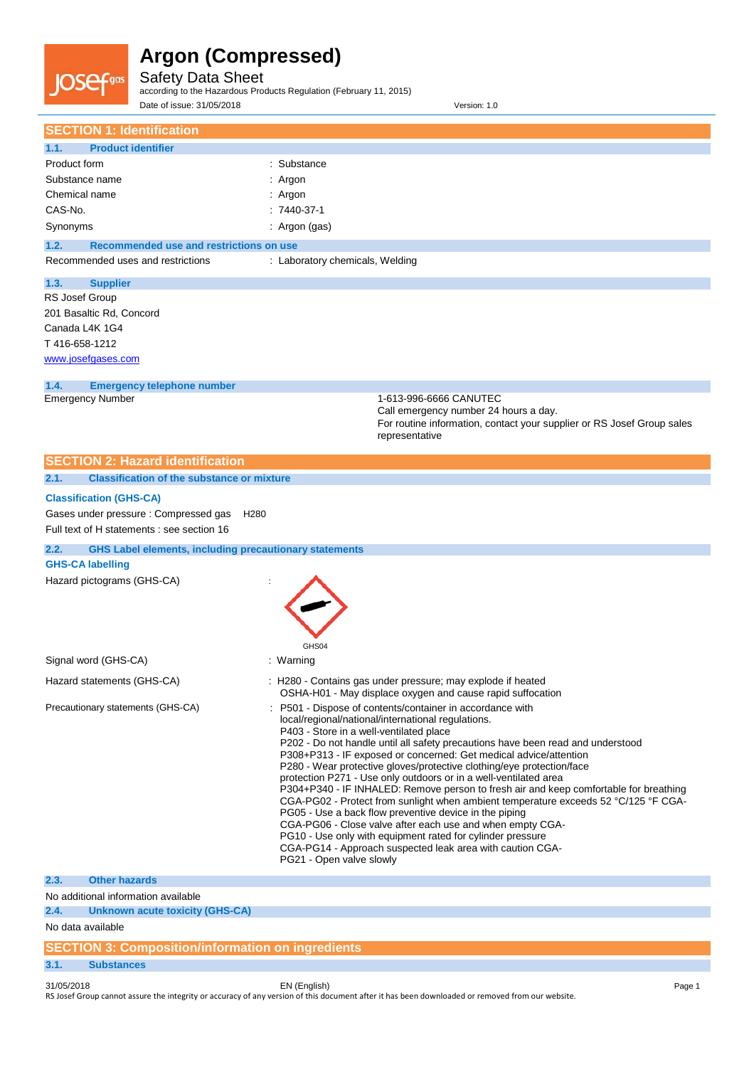# Argon (Compressed)

Safety Data Sheet

according to the Hazardous Products Regulation (February 11, 2015)

Date of issue: 31/05/2018 Version: 1.0

## SECTION 1: Identification

### 1.1. Product identifier

| | |
|---|---|
| Product form | : Substance |
| Substance name | : Argon |
| Chemical name | : Argon |
| CAS-No. | : 7440-37-1 |
| Synonyms | : Argon (gas) |

### 1.2. Recommended use and restrictions on use

Recommended uses and restrictions : Laboratory chemicals, Welding

### 1.3. Supplier

RS Josef Group
201 Basaltic Rd, Concord
Canada L4K 1G4
T 416-658-1212
www.josefgases.com

### 1.4. Emergency telephone number

Emergency Number: 1-613-996-6666 CANUTEC
Call emergency number 24 hours a day.
For routine information, contact your supplier or RS Josef Group sales representative

## SECTION 2: Hazard identification

### 2.1. Classification of the substance or mixture

**Classification (GHS-CA)**

Gases under pressure : Compressed gas H280

Full text of H statements : see section 16

### 2.2. GHS Label elements, including precautionary statements

**GHS-CA labelling**

Hazard pictograms (GHS-CA) :

GHS04

Signal word (GHS-CA) : Warning

Hazard statements (GHS-CA) : H280 - Contains gas under pressure; may explode if heated
OSHA-H01 - May displace oxygen and cause rapid suffocation

Precautionary statements (GHS-CA) : P501 - Dispose of contents/container in accordance with local/regional/national/international regulations.
P403 - Store in a well-ventilated place
P202 - Do not handle until all safety precautions have been read and understood
P308+P313 - IF exposed or concerned: Get medical advice/attention
P280 - Wear protective gloves/protective clothing/eye protection/face protection P271 - Use only outdoors or in a well-ventilated area
P304+P340 - IF INHALED: Remove person to fresh air and keep comfortable for breathing
CGA-PG02 - Protect from sunlight when ambient temperature exceeds 52 °C/125 °F CGA-PG05 - Use a back flow preventive device in the piping
CGA-PG06 - Close valve after each use and when empty CGA-PG10 - Use only with equipment rated for cylinder pressure
CGA-PG14 - Approach suspected leak area with caution CGA-PG21 - Open valve slowly

### 2.3. Other hazards

No additional information available

### 2.4. Unknown acute toxicity (GHS-CA)

No data available

## SECTION 3: Composition/information on ingredients

### 3.1. Substances

RS Josef Group cannot assure the integrity or accuracy of any version of this document after it has been downloaded or removed from our website.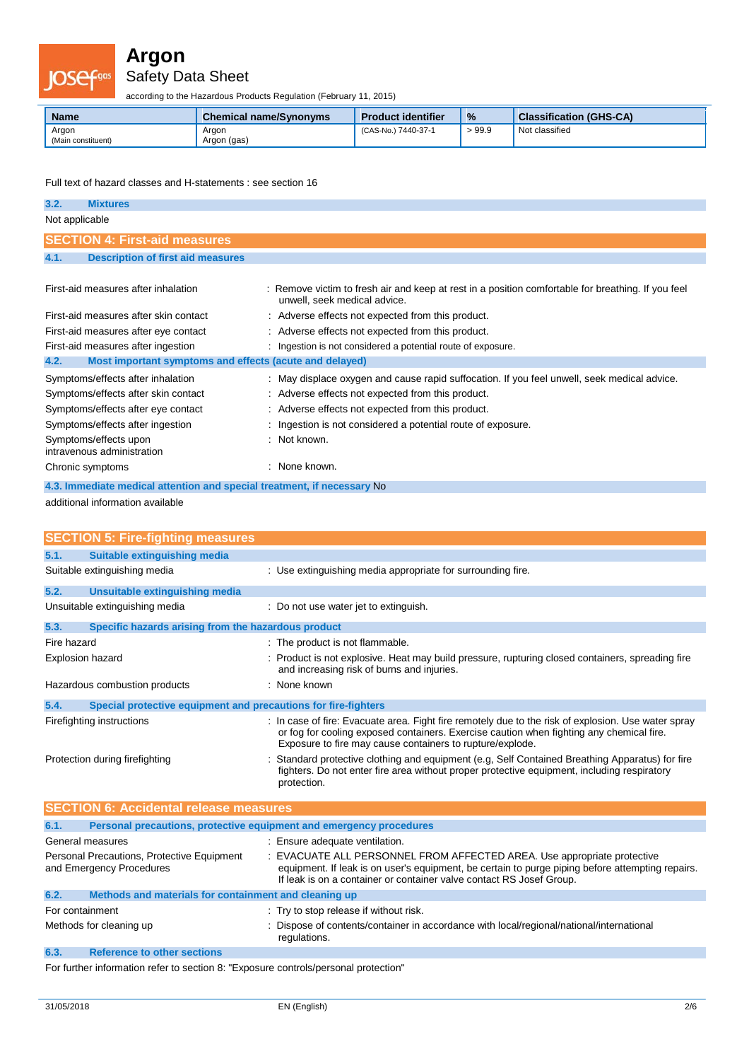| Name | Chemical name/Synonyms | Product identifier | % | Classification (GHS-CA) |
|---|---|---|---|---|
| Argon<br>(Main constituent) | Argon<br>Argon (gas) | (CAS-No.) 7440-37-1 | > 99.9 | Not classified |

Full text of hazard classes and H-statements : see section 16

### 3.2. Mixtures

Not applicable

## SECTION 4: First-aid measures

### 4.1. Description of first aid measures

First-aid measures after inhalation : Remove victim to fresh air and keep at rest in a position comfortable for breathing. If you feel unwell, seek medical advice.

First-aid measures after skin contact : Adverse effects not expected from this product.

First-aid measures after eye contact : Adverse effects not expected from this product.

First-aid measures after ingestion : Ingestion is not considered a potential route of exposure.

### 4.2. Most important symptoms and effects (acute and delayed)

Symptoms/effects after inhalation : May displace oxygen and cause rapid suffocation. If you feel unwell, seek medical advice.

Symptoms/effects after skin contact : Adverse effects not expected from this product.

Symptoms/effects after eye contact : Adverse effects not expected from this product.

Symptoms/effects after ingestion : Ingestion is not considered a potential route of exposure.

Symptoms/effects upon intravenous administration : Not known.

Chronic symptoms : None known.

### 4.3. Immediate medical attention and special treatment, if necessary

No additional information available

## SECTION 5: Fire-fighting measures

### 5.1. Suitable extinguishing media

Suitable extinguishing media : Use extinguishing media appropriate for surrounding fire.

### 5.2. Unsuitable extinguishing media

Unsuitable extinguishing media : Do not use water jet to extinguish.

### 5.3. Specific hazards arising from the hazardous product

Fire hazard : The product is not flammable.

Explosion hazard : Product is not explosive. Heat may build pressure, rupturing closed containers, spreading fire and increasing risk of burns and injuries.

Hazardous combustion products : None known

### 5.4. Special protective equipment and precautions for fire-fighters

Firefighting instructions : In case of fire: Evacuate area. Fight fire remotely due to the risk of explosion. Use water spray or fog for cooling exposed containers. Exercise caution when fighting any chemical fire. Exposure to fire may cause containers to rupture/explode.

Protection during firefighting : Standard protective clothing and equipment (e.g, Self Contained Breathing Apparatus) for fire fighters. Do not enter fire area without proper protective equipment, including respiratory protection.

## SECTION 6: Accidental release measures

### 6.1. Personal precautions, protective equipment and emergency procedures

General measures : Ensure adequate ventilation.

Personal Precautions, Protective Equipment and Emergency Procedures : EVACUATE ALL PERSONNEL FROM AFFECTED AREA. Use appropriate protective equipment. If leak is on user's equipment, be certain to purge piping before attempting repairs. If leak is on a container or container valve contact RS Josef Group.

### 6.2. Methods and materials for containment and cleaning up

For containment : Try to stop release if without risk.

Methods for cleaning up : Dispose of contents/container in accordance with local/regional/national/international regulations.

### 6.3. Reference to other sections

For further information refer to section 8: "Exposure controls/personal protection"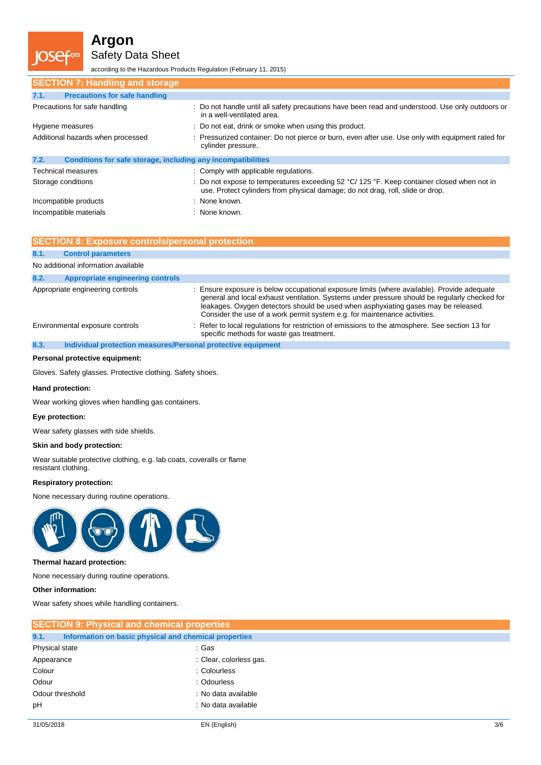## SECTION 7: Handling and storage

### 7.1. Precautions for safe handling

| | |
|---|---|
| Precautions for safe handling | : Do not handle until all safety precautions have been read and understood. Use only outdoors or in a well-ventilated area. |
| Hygiene measures | : Do not eat, drink or smoke when using this product. |
| Additional hazards when processed | : Pressurized container: Do not pierce or burn, even after use. Use only with equipment rated for cylinder pressure. |

### 7.2. Conditions for safe storage, including any incompatibilities

| | |
|---|---|
| Technical measures | : Comply with applicable regulations. |
| Storage conditions | : Do not expose to temperatures exceeding 52 °C/ 125 °F. Keep container closed when not in use. Protect cylinders from physical damage; do not drag, roll, slide or drop. |
| Incompatible products | : None known. |
| Incompatible materials | : None known. |

## SECTION 8: Exposure controls/personal protection

### 8.1. Control parameters

No additional information available

### 8.2. Appropriate engineering controls

| | |
|---|---|
| Appropriate engineering controls | : Ensure exposure is below occupational exposure limits (where available). Provide adequate general and local exhaust ventilation. Systems under pressure should be regularly checked for leakages. Oxygen detectors should be used when asphyxiating gases may be released. Consider the use of a work permit system e.g. for maintenance activities. |
| Environmental exposure controls | : Refer to local regulations for restriction of emissions to the atmosphere. See section 13 for specific methods for waste gas treatment. |

### 8.3. Individual protection measures/Personal protective equipment

**Personal protective equipment:**

Gloves. Safety glasses. Protective clothing. Safety shoes.

**Hand protection:**

Wear working gloves when handling gas containers.

**Eye protection:**

Wear safety glasses with side shields.

**Skin and body protection:**

Wear suitable protective clothing, e.g. lab coats, coveralls or flame resistant clothing.

**Respiratory protection:**

None necessary during routine operations.

**Thermal hazard protection:**

None necessary during routine operations.

**Other information:**

Wear safety shoes while handling containers.

## SECTION 9: Physical and chemical properties

### 9.1. Information on basic physical and chemical properties

| | |
|---|---|
| Physical state | : Gas |
| Appearance | : Clear, colorless gas. |
| Colour | : Colourless |
| Odour | : Odourless |
| Odour threshold | : No data available |
| pH | : No data available |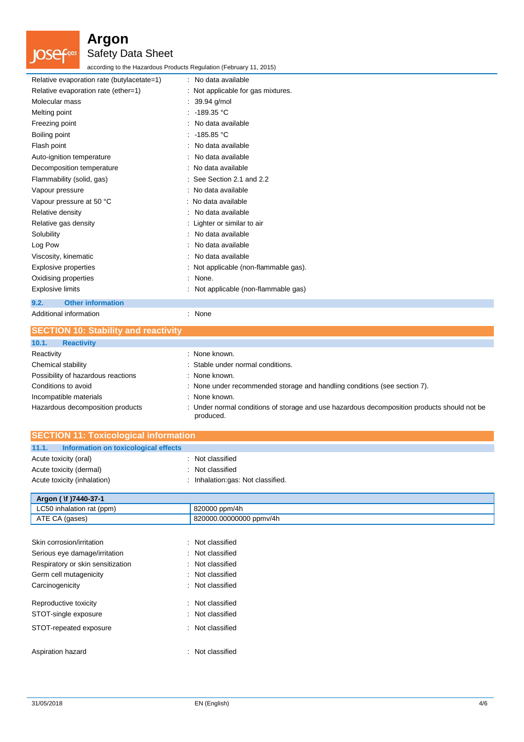| | |
|---|---|
| Relative evaporation rate (butylacetate=1) | : No data available |
| Relative evaporation rate (ether=1) | : Not applicable for gas mixtures. |
| Molecular mass | : 39.94 g/mol |
| Melting point | : -189.35 °C |
| Freezing point | : No data available |
| Boiling point | : -185.85 °C |
| Flash point | : No data available |
| Auto-ignition temperature | : No data available |
| Decomposition temperature | : No data available |
| Flammability (solid, gas) | : See Section 2.1 and 2.2 |
| Vapour pressure | : No data available |
| Vapour pressure at 50 °C | : No data available |
| Relative density | : No data available |
| Relative gas density | : Lighter or similar to air |
| Solubility | : No data available |
| Log Pow | : No data available |
| Viscosity, kinematic | : No data available |
| Explosive properties | : Not applicable (non-flammable gas). |
| Oxidising properties | : None. |
| Explosive limits | : Not applicable (non-flammable gas) |

### 9.2. Other information

| | |
|---|---|
| Additional information | : None |

## SECTION 10: Stability and reactivity

### 10.1. Reactivity

| | |
|---|---|
| Reactivity | : None known. |
| Chemical stability | : Stable under normal conditions. |
| Possibility of hazardous reactions | : None known. |
| Conditions to avoid | : None under recommended storage and handling conditions (see section 7). |
| Incompatible materials | : None known. |
| Hazardous decomposition products | : Under normal conditions of storage and use hazardous decomposition products should not be produced. |

## SECTION 11: Toxicological information

### 11.1. Information on toxicological effects

| | |
|---|---|
| Acute toxicity (oral) | : Not classified |
| Acute toxicity (dermal) | : Not classified |
| Acute toxicity (inhalation) | : Inhalation:gas: Not classified. |

| Argon ( \f )7440-37-1 | |
|---|---|
| LC50 inhalation rat (ppm) | 820000 ppm/4h |
| ATE CA (gases) | 820000.00000000 ppmv/4h |

| | |
|---|---|
| Skin corrosion/irritation | : Not classified |
| Serious eye damage/irritation | : Not classified |
| Respiratory or skin sensitization | : Not classified |
| Germ cell mutagenicity | : Not classified |
| Carcinogenicity | : Not classified |
| Reproductive toxicity | : Not classified |
| STOT-single exposure | : Not classified |
| STOT-repeated exposure | : Not classified |
| Aspiration hazard | : Not classified |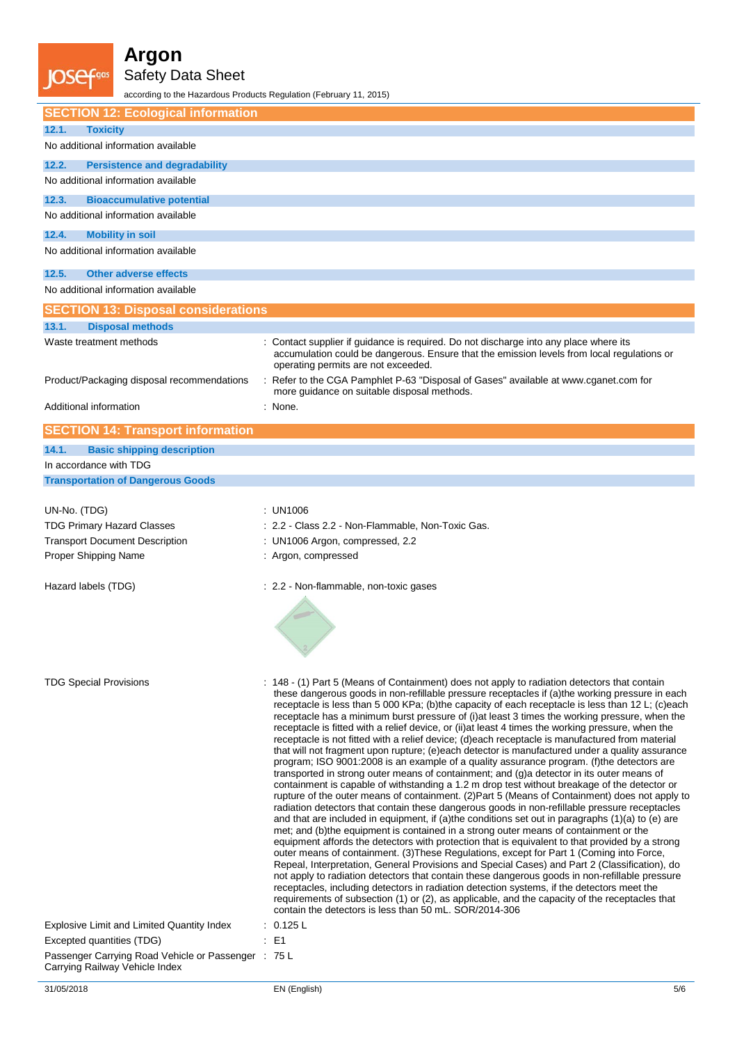## SECTION 12: Ecological information

### 12.1. Toxicity

No additional information available

### 12.2. Persistence and degradability

No additional information available

### 12.3. Bioaccumulative potential

No additional information available

### 12.4. Mobility in soil

No additional information available

### 12.5. Other adverse effects

No additional information available

## SECTION 13: Disposal considerations

### 13.1. Disposal methods

| | |
|---|---|
| Waste treatment methods | : Contact supplier if guidance is required. Do not discharge into any place where its accumulation could be dangerous. Ensure that the emission levels from local regulations or operating permits are not exceeded. |
| Product/Packaging disposal recommendations | : Refer to the CGA Pamphlet P-63 "Disposal of Gases" available at www.cganet.com for more guidance on suitable disposal methods. |
| Additional information | : None. |

## SECTION 14: Transport information

### 14.1. Basic shipping description

In accordance with TDG

**Transportation of Dangerous Goods**

| | |
|---|---|
| UN-No. (TDG) | : UN1006 |
| TDG Primary Hazard Classes | : 2.2 - Class 2.2 - Non-Flammable, Non-Toxic Gas. |
| Transport Document Description | : UN1006 Argon, compressed, 2.2 |
| Proper Shipping Name | : Argon, compressed |
| Hazard labels (TDG) | : 2.2 - Non-flammable, non-toxic gases |
| TDG Special Provisions | : 148 - (1) Part 5 (Means of Containment) does not apply to radiation detectors that contain these dangerous goods in non-refillable pressure receptacles if (a)the working pressure in each receptacle is less than 5 000 KPa; (b)the capacity of each receptacle is less than 12 L; (c)each receptacle has a minimum burst pressure of (i)at least 3 times the working pressure, when the receptacle is fitted with a relief device, or (ii)at least 4 times the working pressure, when the receptacle is not fitted with a relief device; (d)each receptacle is manufactured from material that will not fragment upon rupture; (e)each detector is manufactured under a quality assurance program; ISO 9001:2008 is an example of a quality assurance program. (f)the detectors are transported in strong outer means of containment; and (g)a detector in its outer means of containment is capable of withstanding a 1.2 m drop test without breakage of the detector or rupture of the outer means of containment. (2)Part 5 (Means of Containment) does not apply to radiation detectors that contain these dangerous goods in non-refillable pressure receptacles and that are included in equipment, if (a)the conditions set out in paragraphs (1)(a) to (e) are met; and (b)the equipment is contained in a strong outer means of containment or the equipment affords the detectors with protection that is equivalent to that provided by a strong outer means of containment. (3)These Regulations, except for Part 1 (Coming into Force, Repeal, Interpretation, General Provisions and Special Cases) and Part 2 (Classification), do not apply to radiation detectors that contain these dangerous goods in non-refillable pressure receptacles, including detectors in radiation detection systems, if the detectors meet the requirements of subsection (1) or (2), as applicable, and the capacity of the receptacles that contain the detectors is less than 50 mL. SOR/2014-306 |
| Explosive Limit and Limited Quantity Index | : 0.125 L |
| Excepted quantities (TDG) | : E1 |
| Passenger Carrying Road Vehicle or Passenger Carrying Railway Vehicle Index | : 75 L |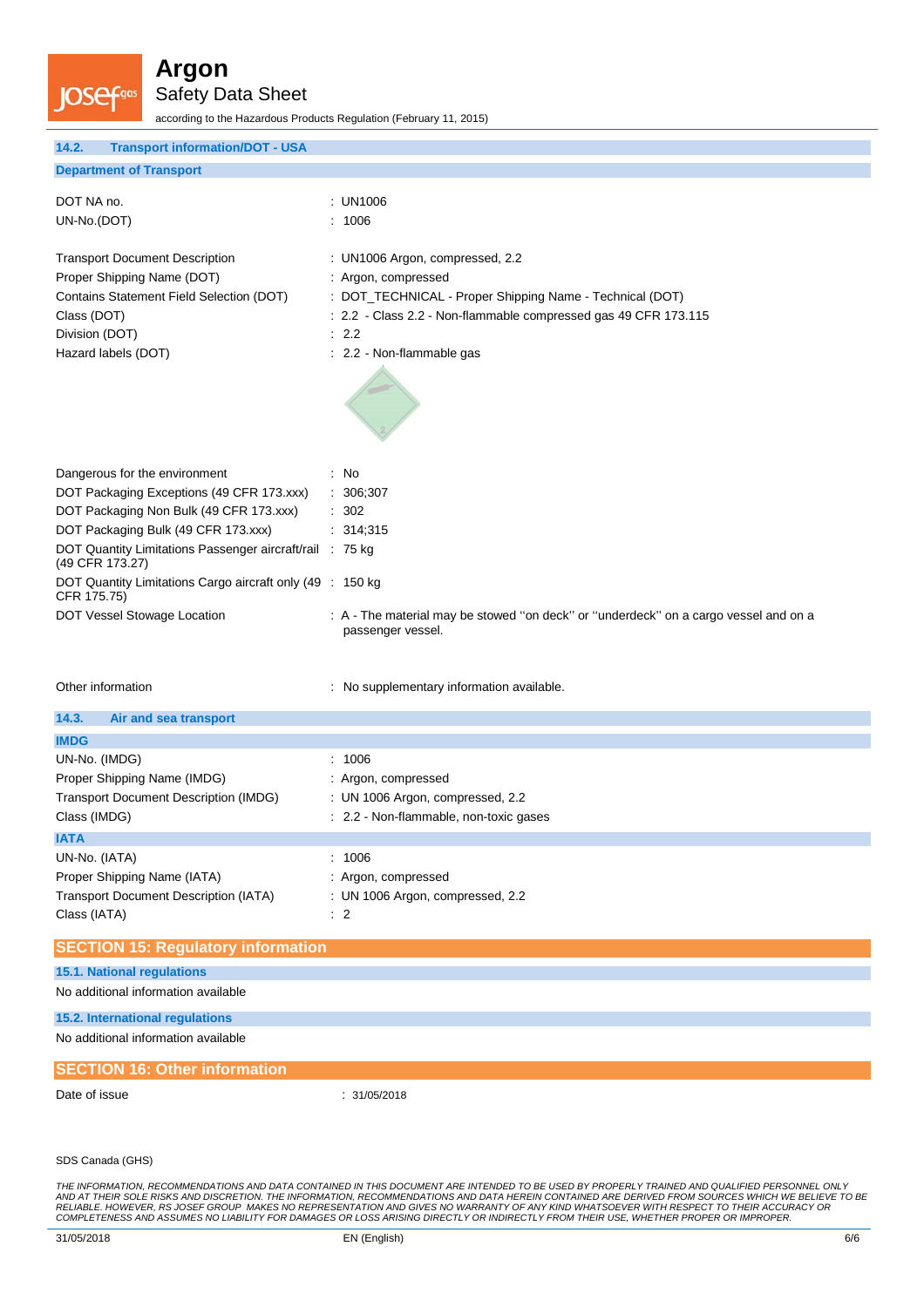### 14.2. Transport information/DOT - USA

**Department of Transport**

| | |
|---|---|
| DOT NA no. | : UN1006 |
| UN-No.(DOT) | : 1006 |
| Transport Document Description | : UN1006 Argon, compressed, 2.2 |
| Proper Shipping Name (DOT) | : Argon, compressed |
| Contains Statement Field Selection (DOT) | : DOT_TECHNICAL - Proper Shipping Name - Technical (DOT) |
| Class (DOT) | : 2.2 - Class 2.2 - Non-flammable compressed gas 49 CFR 173.115 |
| Division (DOT) | : 2.2 |
| Hazard labels (DOT) | : 2.2 - Non-flammable gas |
| Dangerous for the environment | : No |
| DOT Packaging Exceptions (49 CFR 173.xxx) | : 306;307 |
| DOT Packaging Non Bulk (49 CFR 173.xxx) | : 302 |
| DOT Packaging Bulk (49 CFR 173.xxx) | : 314;315 |
| DOT Quantity Limitations Passenger aircraft/rail (49 CFR 173.27) | : 75 kg |
| DOT Quantity Limitations Cargo aircraft only (49 CFR 175.75) | : 150 kg |
| DOT Vessel Stowage Location | : A - The material may be stowed "on deck" or "underdeck" on a cargo vessel and on a passenger vessel. |
| Other information | : No supplementary information available. |

### 14.3. Air and sea transport

**IMDG**

| | |
|---|---|
| UN-No. (IMDG) | : 1006 |
| Proper Shipping Name (IMDG) | : Argon, compressed |
| Transport Document Description (IMDG) | : UN 1006 Argon, compressed, 2.2 |
| Class (IMDG) | : 2.2 - Non-flammable, non-toxic gases |

**IATA**

| | |
|---|---|
| UN-No. (IATA) | : 1006 |
| Proper Shipping Name (IATA) | : Argon, compressed |
| Transport Document Description (IATA) | : UN 1006 Argon, compressed, 2.2 |
| Class (IATA) | : 2 |

## SECTION 15: Regulatory information

### 15.1. National regulations

No additional information available

### 15.2. International regulations

No additional information available

## SECTION 16: Other information

Date of issue : 31/05/2018

SDS Canada (GHS)

*THE INFORMATION, RECOMMENDATIONS AND DATA CONTAINED IN THIS DOCUMENT ARE INTENDED TO BE USED BY PROPERLY TRAINED AND QUALIFIED PERSONNEL ONLY AND AT THEIR SOLE RISKS AND DISCRETION. THE INFORMATION, RECOMMENDATIONS AND DATA HEREIN CONTAINED ARE DERIVED FROM SOURCES WHICH WE BELIEVE TO BE RELIABLE. HOWEVER, RS JOSEF GROUP MAKES NO REPRESENTATION AND GIVES NO WARRANTY OF ANY KIND WHATSOEVER WITH RESPECT TO THEIR ACCURACY OR COMPLETENESS AND ASSUMES NO LIABILITY FOR DAMAGES OR LOSS ARISING DIRECTLY OR INDIRECTLY FROM THEIR USE, WHETHER PROPER OR IMPROPER.*